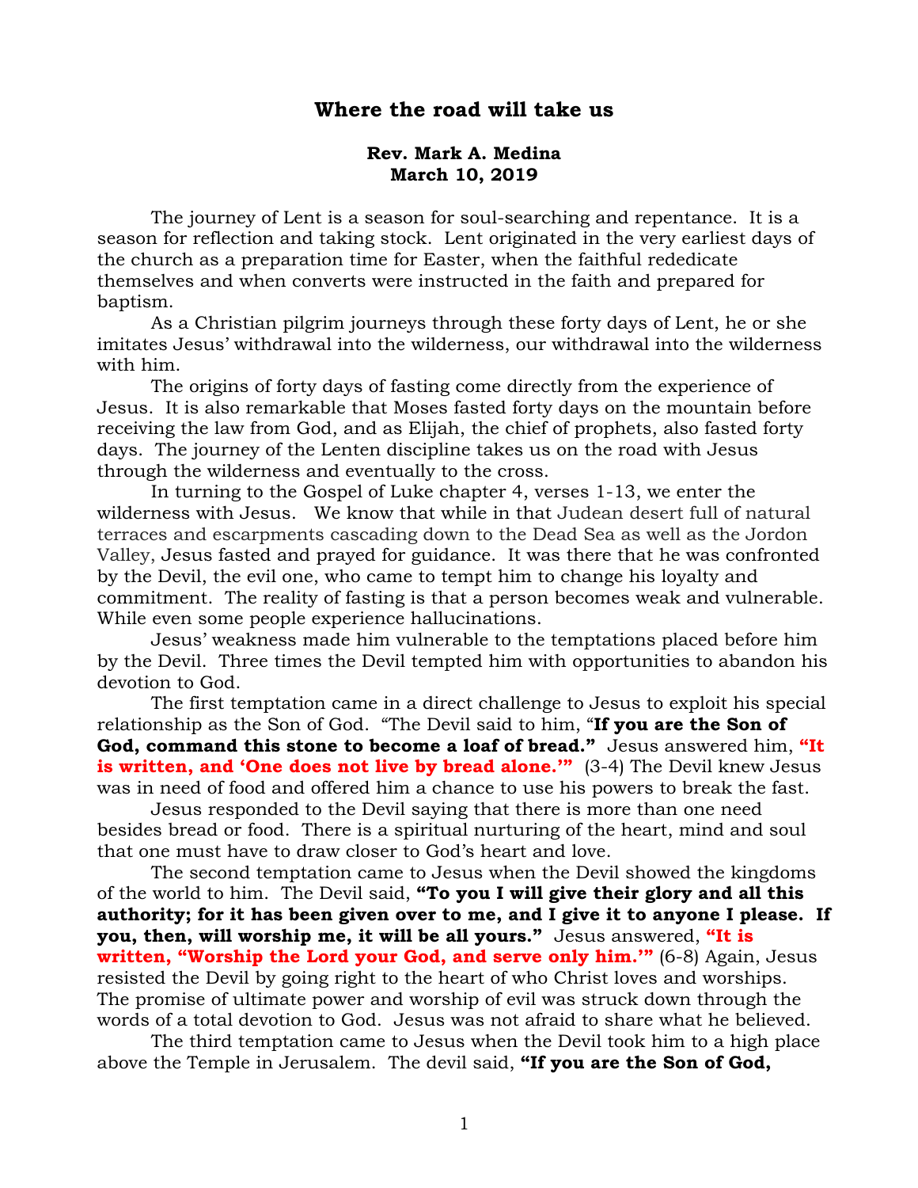# Where the road will take us

**Rev. Mark A. Medina**
**March 10, 2019**

The journey of Lent is a season for soul-searching and repentance. It is a season for reflection and taking stock. Lent originated in the very earliest days of the church as a preparation time for Easter, when the faithful rededicate themselves and when converts were instructed in the faith and prepared for baptism.

As a Christian pilgrim journeys through these forty days of Lent, he or she imitates Jesus' withdrawal into the wilderness, our withdrawal into the wilderness with him.

The origins of forty days of fasting come directly from the experience of Jesus. It is also remarkable that Moses fasted forty days on the mountain before receiving the law from God, and as Elijah, the chief of prophets, also fasted forty days. The journey of the Lenten discipline takes us on the road with Jesus through the wilderness and eventually to the cross.

In turning to the Gospel of Luke chapter 4, verses 1-13, we enter the wilderness with Jesus. We know that while in that Judean desert full of natural terraces and escarpments cascading down to the Dead Sea as well as the Jordon Valley, Jesus fasted and prayed for guidance. It was there that he was confronted by the Devil, the evil one, who came to tempt him to change his loyalty and commitment. The reality of fasting is that a person becomes weak and vulnerable. While even some people experience hallucinations.

Jesus' weakness made him vulnerable to the temptations placed before him by the Devil. Three times the Devil tempted him with opportunities to abandon his devotion to God.

The first temptation came in a direct challenge to Jesus to exploit his special relationship as the Son of God. "The Devil said to him, "**If you are the Son of God, command this stone to become a loaf of bread."** Jesus answered him, **"It is written, and 'One does not live by bread alone.'"** (3-4) The Devil knew Jesus was in need of food and offered him a chance to use his powers to break the fast.

Jesus responded to the Devil saying that there is more than one need besides bread or food. There is a spiritual nurturing of the heart, mind and soul that one must have to draw closer to God's heart and love.

The second temptation came to Jesus when the Devil showed the kingdoms of the world to him. The Devil said, **"To you I will give their glory and all this authority; for it has been given over to me, and I give it to anyone I please. If you, then, will worship me, it will be all yours."** Jesus answered, **"It is written, "Worship the Lord your God, and serve only him.'"** (6-8) Again, Jesus resisted the Devil by going right to the heart of who Christ loves and worships. The promise of ultimate power and worship of evil was struck down through the words of a total devotion to God. Jesus was not afraid to share what he believed.

The third temptation came to Jesus when the Devil took him to a high place above the Temple in Jerusalem. The devil said, **"If you are the Son of God,**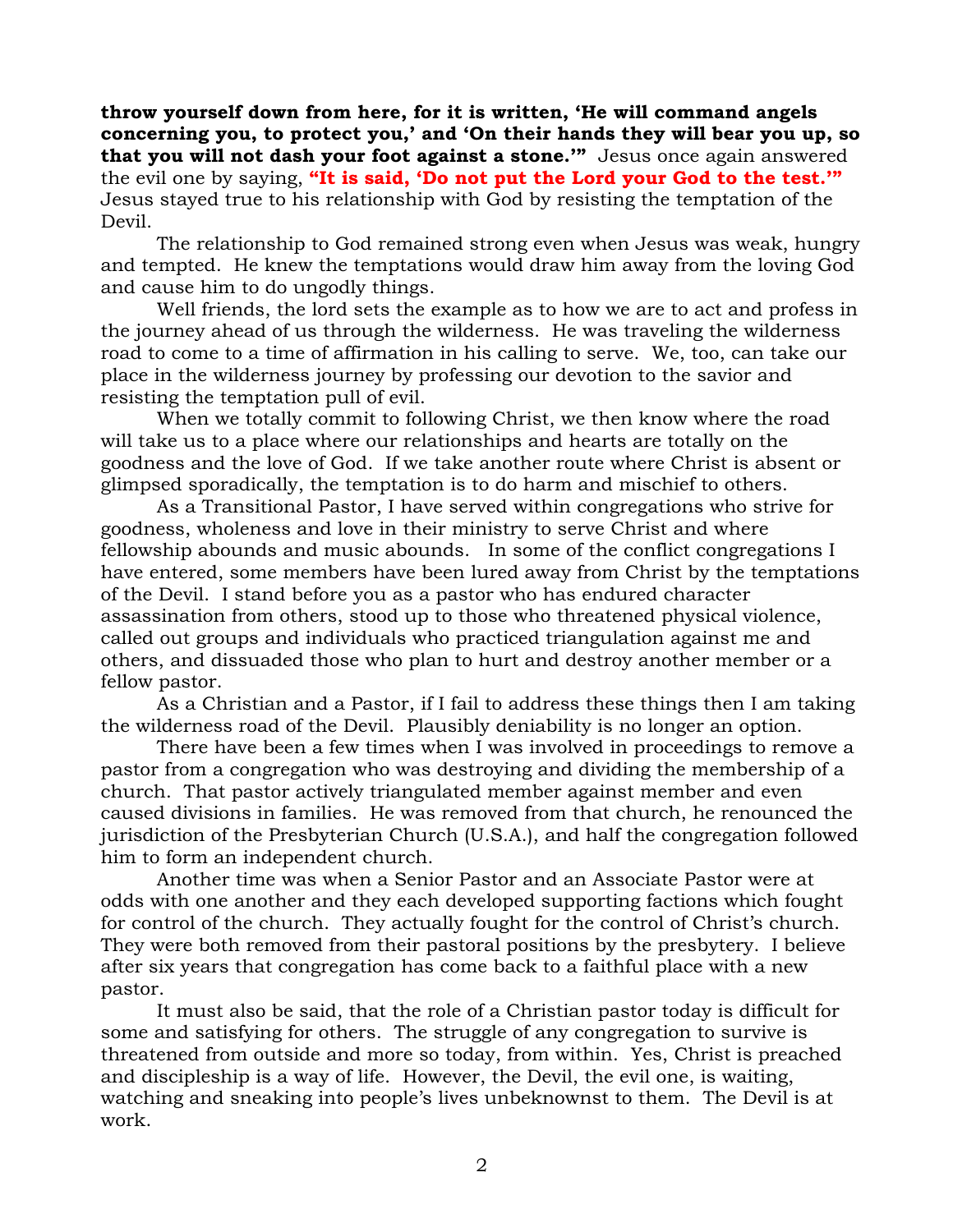**throw yourself down from here, for it is written, 'He will command angels concerning you, to protect you,' and 'On their hands they will bear you up, so that you will not dash your foot against a stone.'"** Jesus once again answered the evil one by saying, **"It is said, 'Do not put the Lord your God to the test.'"** Jesus stayed true to his relationship with God by resisting the temptation of the Devil.

The relationship to God remained strong even when Jesus was weak, hungry and tempted. He knew the temptations would draw him away from the loving God and cause him to do ungodly things.

Well friends, the lord sets the example as to how we are to act and profess in the journey ahead of us through the wilderness. He was traveling the wilderness road to come to a time of affirmation in his calling to serve. We, too, can take our place in the wilderness journey by professing our devotion to the savior and resisting the temptation pull of evil.

When we totally commit to following Christ, we then know where the road will take us to a place where our relationships and hearts are totally on the goodness and the love of God. If we take another route where Christ is absent or glimpsed sporadically, the temptation is to do harm and mischief to others.

As a Transitional Pastor, I have served within congregations who strive for goodness, wholeness and love in their ministry to serve Christ and where fellowship abounds and music abounds. In some of the conflict congregations I have entered, some members have been lured away from Christ by the temptations of the Devil. I stand before you as a pastor who has endured character assassination from others, stood up to those who threatened physical violence, called out groups and individuals who practiced triangulation against me and others, and dissuaded those who plan to hurt and destroy another member or a fellow pastor.

As a Christian and a Pastor, if I fail to address these things then I am taking the wilderness road of the Devil. Plausibly deniability is no longer an option.

There have been a few times when I was involved in proceedings to remove a pastor from a congregation who was destroying and dividing the membership of a church. That pastor actively triangulated member against member and even caused divisions in families. He was removed from that church, he renounced the jurisdiction of the Presbyterian Church (U.S.A.), and half the congregation followed him to form an independent church.

Another time was when a Senior Pastor and an Associate Pastor were at odds with one another and they each developed supporting factions which fought for control of the church. They actually fought for the control of Christ's church. They were both removed from their pastoral positions by the presbytery. I believe after six years that congregation has come back to a faithful place with a new pastor.

It must also be said, that the role of a Christian pastor today is difficult for some and satisfying for others. The struggle of any congregation to survive is threatened from outside and more so today, from within. Yes, Christ is preached and discipleship is a way of life. However, the Devil, the evil one, is waiting, watching and sneaking into people's lives unbeknownst to them. The Devil is at work.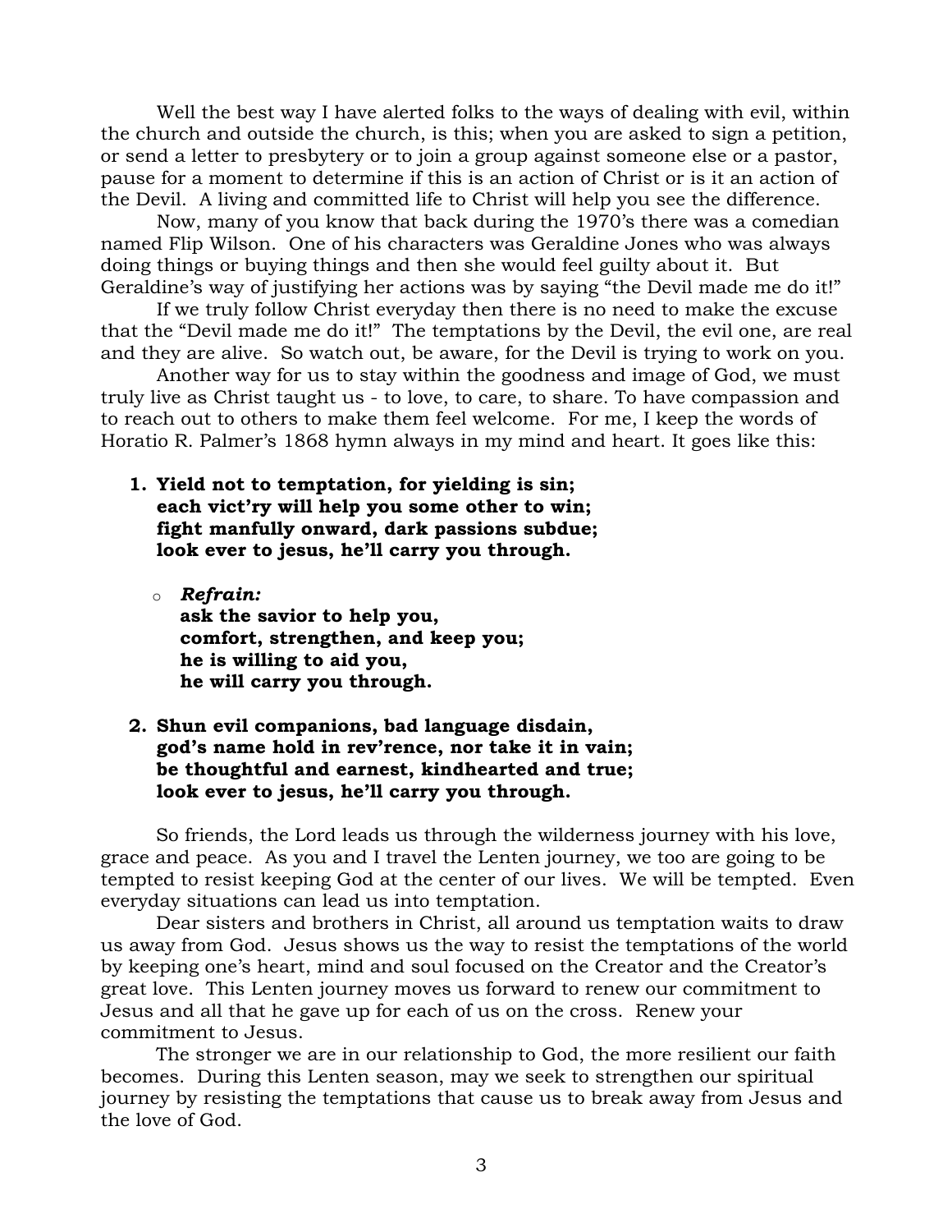Well the best way I have alerted folks to the ways of dealing with evil, within the church and outside the church, is this; when you are asked to sign a petition, or send a letter to presbytery or to join a group against someone else or a pastor, pause for a moment to determine if this is an action of Christ or is it an action of the Devil. A living and committed life to Christ will help you see the difference.

Now, many of you know that back during the 1970's there was a comedian named Flip Wilson. One of his characters was Geraldine Jones who was always doing things or buying things and then she would feel guilty about it. But Geraldine's way of justifying her actions was by saying "the Devil made me do it!"

If we truly follow Christ everyday then there is no need to make the excuse that the "Devil made me do it!" The temptations by the Devil, the evil one, are real and they are alive. So watch out, be aware, for the Devil is trying to work on you.

Another way for us to stay within the goodness and image of God, we must truly live as Christ taught us - to love, to care, to share. To have compassion and to reach out to others to make them feel welcome. For me, I keep the words of Horatio R. Palmer's 1868 hymn always in my mind and heart. It goes like this:

1. **Yield not to temptation, for yielding is sin;**
   **each vict'ry will help you some other to win;**
   **fight manfully onward, dark passions subdue;**
   **look ever to jesus, he'll carry you through.**

   - ***Refrain:***
     **ask the savior to help you,**
     **comfort, strengthen, and keep you;**
     **he is willing to aid you,**
     **he will carry you through.**

2. **Shun evil companions, bad language disdain,**
   **god's name hold in rev'rence, nor take it in vain;**
   **be thoughtful and earnest, kindhearted and true;**
   **look ever to jesus, he'll carry you through.**

So friends, the Lord leads us through the wilderness journey with his love, grace and peace. As you and I travel the Lenten journey, we too are going to be tempted to resist keeping God at the center of our lives. We will be tempted. Even everyday situations can lead us into temptation.

Dear sisters and brothers in Christ, all around us temptation waits to draw us away from God. Jesus shows us the way to resist the temptations of the world by keeping one's heart, mind and soul focused on the Creator and the Creator's great love. This Lenten journey moves us forward to renew our commitment to Jesus and all that he gave up for each of us on the cross. Renew your commitment to Jesus.

The stronger we are in our relationship to God, the more resilient our faith becomes. During this Lenten season, may we seek to strengthen our spiritual journey by resisting the temptations that cause us to break away from Jesus and the love of God.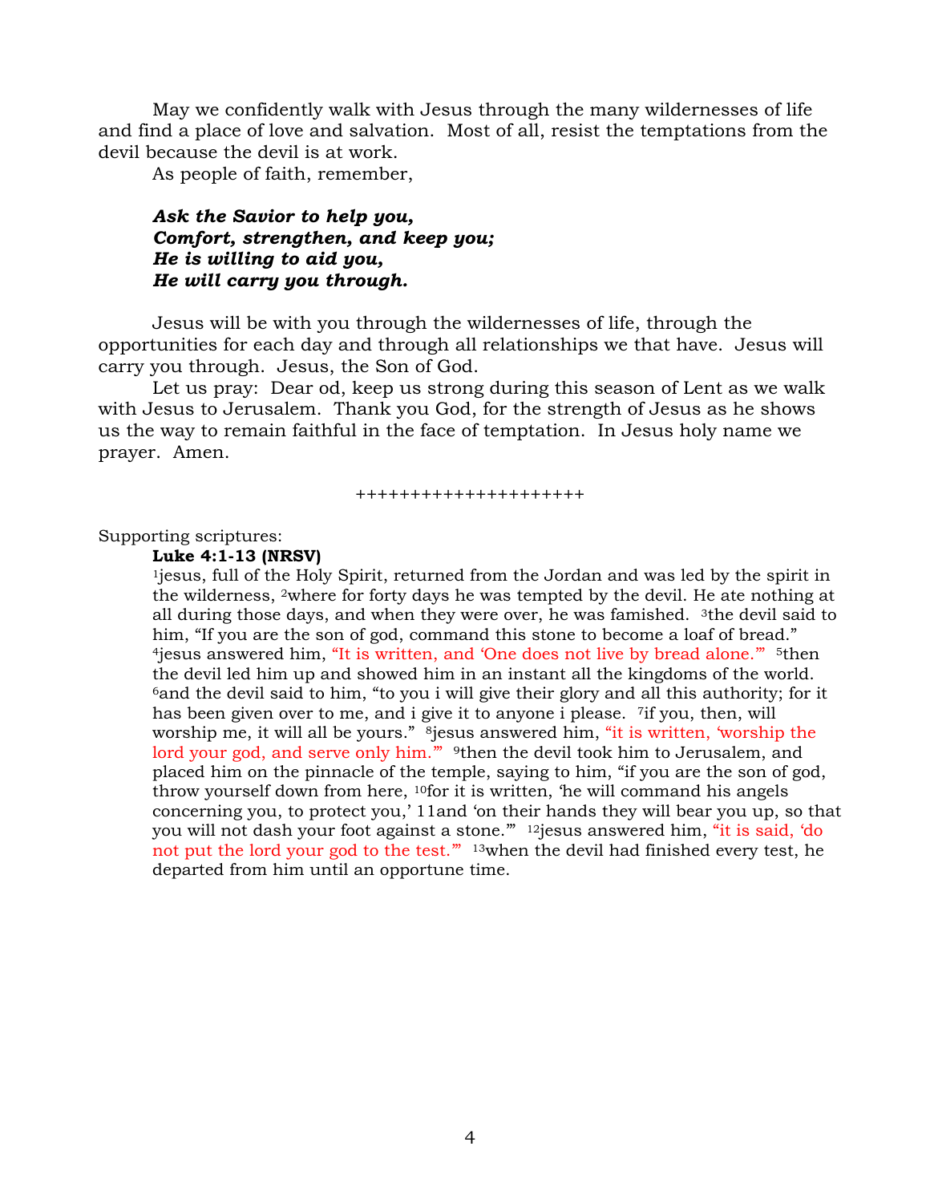May we confidently walk with Jesus through the many wildernesses of life and find a place of love and salvation. Most of all, resist the temptations from the devil because the devil is at work.

As people of faith, remember,

> ***Ask the Savior to help you,***
> ***Comfort, strengthen, and keep you;***
> ***He is willing to aid you,***
> ***He will carry you through.***

Jesus will be with you through the wildernesses of life, through the opportunities for each day and through all relationships we that have. Jesus will carry you through. Jesus, the Son of God.

Let us pray: Dear od, keep us strong during this season of Lent as we walk with Jesus to Jerusalem. Thank you God, for the strength of Jesus as he shows us the way to remain faithful in the face of temptation. In Jesus holy name we prayer. Amen.

++++++++++++++++++++

Supporting scriptures:

**Luke 4:1-13 (NRSV)**

[1]jesus, full of the Holy Spirit, returned from the Jordan and was led by the spirit in the wilderness, [2]where for forty days he was tempted by the devil. He ate nothing at all during those days, and when they were over, he was famished. [3]the devil said to him, "If you are the son of god, command this stone to become a loaf of bread." [4]jesus answered him, "It is written, and 'One does not live by bread alone.'" [5]then the devil led him up and showed him in an instant all the kingdoms of the world. [6]and the devil said to him, "to you i will give their glory and all this authority; for it has been given over to me, and i give it to anyone i please. [7]if you, then, will worship me, it will all be yours." [8]jesus answered him, "it is written, 'worship the lord your god, and serve only him.'" [9]then the devil took him to Jerusalem, and placed him on the pinnacle of the temple, saying to him, "if you are the son of god, throw yourself down from here, [10]for it is written, 'he will command his angels concerning you, to protect you,' 11and 'on their hands they will bear you up, so that you will not dash your foot against a stone.'" [12]jesus answered him, "it is said, 'do not put the lord your god to the test.'" [13]when the devil had finished every test, he departed from him until an opportune time.